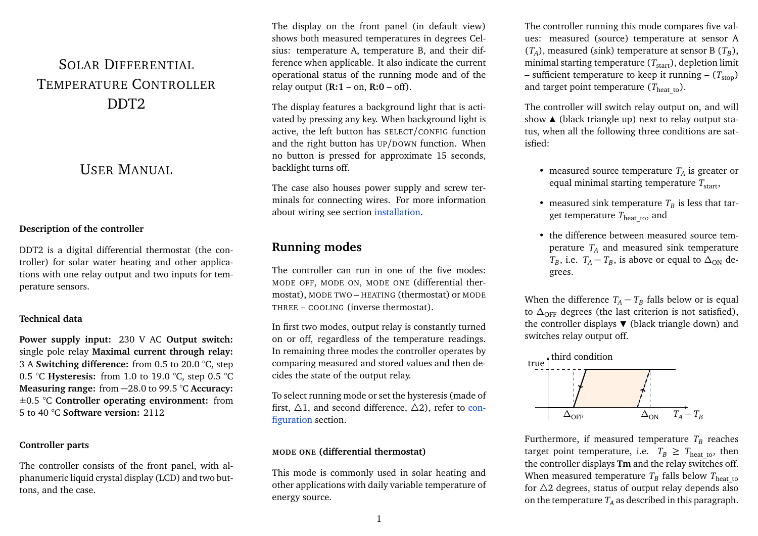# Solar Differential Temperature Controller DDT2

## User Manual

**Description of the controller**

DDT2 is a digital differential thermostat (the controller) for solar water heating and other applications with one relay output and two inputs for temperature sensors.

**Technical data**

**Power supply input:** 230 V AC **Output switch:** single pole relay **Maximal current through relay:** 3 A **Switching difference:** from 0.5 to 20.0 °C, step 0.5 °C **Hysteresis:** from 1.0 to 19.0 °C, step 0.5 °C **Measuring range:** from −28.0 to 99.5 °C **Accuracy:** ±0.5 °C **Controller operating environment:** from 5 to 40 °C **Software version:** 2112

**Controller parts**

The controller consists of the front panel, with alphanumeric liquid crystal display (LCD) and two buttons, and the case.

The display on the front panel (in default view) shows both measured temperatures in degrees Celsius: temperature A, temperature B, and their difference when applicable. It also indicate the current operational status of the running mode and of the relay output (**R:1** – on, **R:0** – off).

The display features a background light that is activated by pressing any key. When background light is active, the left button has SELECT/CONFIG function and the right button has UP/DOWN function. When no button is pressed for approximate 15 seconds, backlight turns off.

The case also houses power supply and screw terminals for connecting wires. For more information about wiring see section installation.

## Running modes

The controller can run in one of the five modes: MODE OFF, MODE ON, MODE ONE (differential thermostat), MODE TWO – HEATING (thermostat) or MODE THREE – COOLING (inverse thermostat).

In first two modes, output relay is constantly turned on or off, regardless of the temperature readings. In remaining three modes the controller operates by comparing measured and stored values and then decides the state of the output relay.

To select running mode or set the hysteresis (made of first, △1, and second difference, △2), refer to configuration section.

### MODE ONE (differential thermostat)

This mode is commonly used in solar heating and other applications with daily variable temperature of energy source.

The controller running this mode compares five values: measured (source) temperature at sensor A ($T_A$), measured (sink) temperature at sensor B ($T_B$), minimal starting temperature ($T_{\text{start}}$), depletion limit – sufficient temperature to keep it running – ($T_{\text{stop}}$) and target point temperature ($T_{\text{heat\_to}}$).

The controller will switch relay output on, and will show ▲ (black triangle up) next to relay output status, when all the following three conditions are satisfied:

- measured source temperature $T_A$ is greater or equal minimal starting temperature $T_{\text{start}}$,
- measured sink temperature $T_B$ is less that target temperature $T_{\text{heat\_to}}$, and
- the difference between measured source temperature $T_A$ and measured sink temperature $T_B$, i.e. $T_A - T_B$, is above or equal to $\Delta_{\text{ON}}$ degrees.

When the difference $T_A - T_B$ falls below or is equal to $\Delta_{\text{OFF}}$ degrees (the last criterion is not satisfied), the controller displays ▼ (black triangle down) and switches relay output off.

third condition; true; $\Delta_{\text{OFF}}$; $\Delta_{\text{ON}}$; $T_A - T_B$

Furthermore, if measured temperature $T_B$ reaches target point temperature, i.e. $T_B \geq T_{\text{heat\_to}}$, then the controller displays **Tm** and the relay switches off. When measured temperature $T_B$ falls below $T_{\text{heat\_to}}$ for △2 degrees, status of output relay depends also on the temperature $T_A$ as described in this paragraph.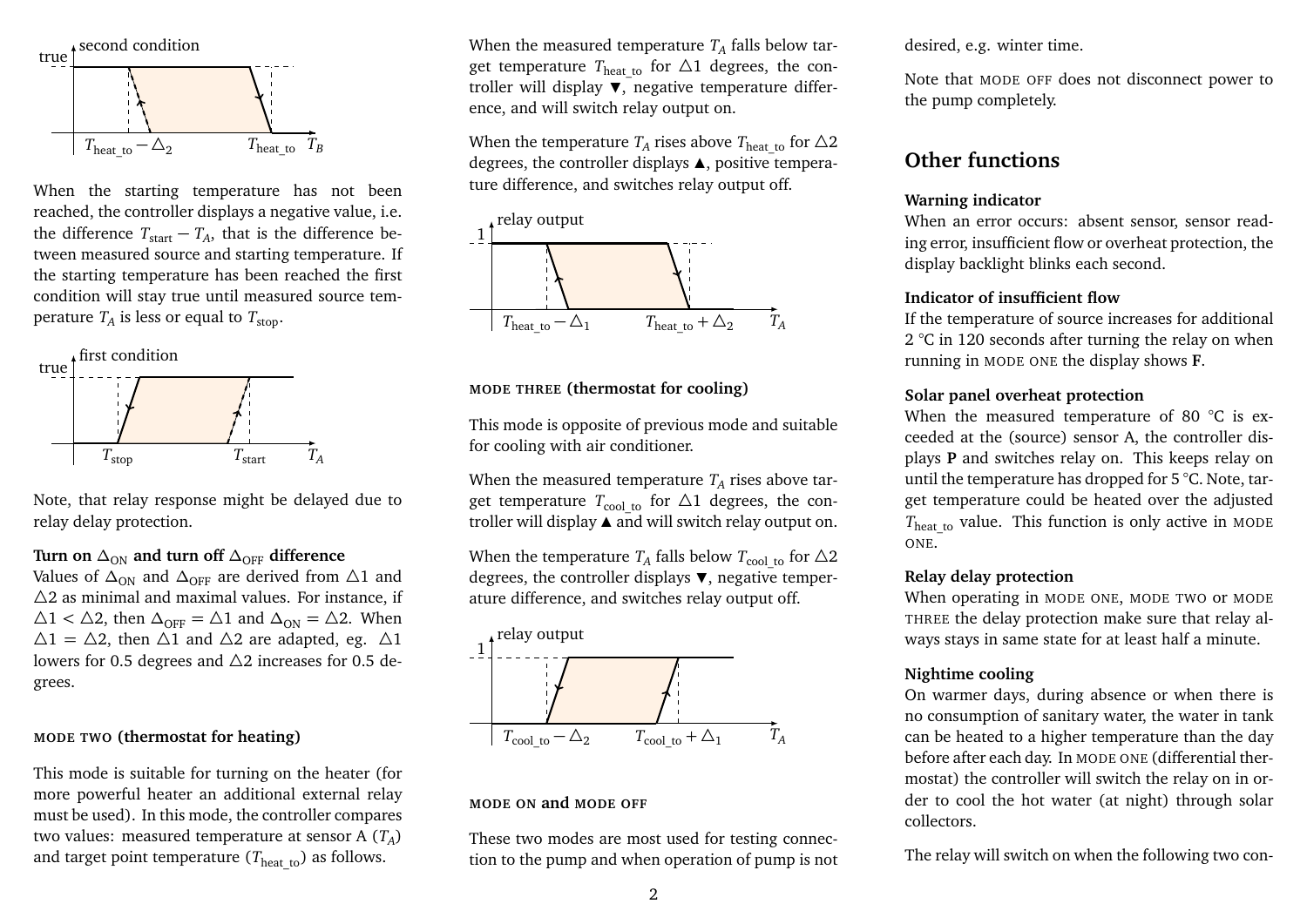When the starting temperature has not been reached, the controller displays a negative value, i.e. the difference $T_{start} - T_A$, that is the difference between measured source and starting temperature. If the starting temperature has been reached the first condition will stay true until measured source temperature $T_A$ is less or equal to $T_{stop}$.

Note, that relay response might be delayed due to relay delay protection.

**Turn on $\Delta_{ON}$ and turn off $\Delta_{OFF}$ difference**
Values of $\Delta_{ON}$ and $\Delta_{OFF}$ are derived from $\triangle 1$ and $\triangle 2$ as minimal and maximal values. For instance, if $\triangle 1 < \triangle 2$, then $\Delta_{OFF} = \triangle 1$ and $\Delta_{ON} = \triangle 2$. When $\triangle 1 = \triangle 2$, then $\triangle 1$ and $\triangle 2$ are adapted, eg. $\triangle 1$ lowers for 0.5 degrees and $\triangle 2$ increases for 0.5 degrees.

### MODE TWO (thermostat for heating)

This mode is suitable for turning on the heater (for more powerful heater an additional external relay must be used). In this mode, the controller compares two values: measured temperature at sensor A ($T_A$) and target point temperature ($T_{heat\_to}$) as follows.

When the measured temperature $T_A$ falls below target temperature $T_{heat\_to}$ for $\triangle 1$ degrees, the controller will display ▼, negative temperature difference, and will switch relay output on.

When the temperature $T_A$ rises above $T_{heat\_to}$ for $\triangle 2$ degrees, the controller displays ▲, positive temperature difference, and switches relay output off.

### MODE THREE (thermostat for cooling)

This mode is opposite of previous mode and suitable for cooling with air conditioner.

When the measured temperature $T_A$ rises above target temperature $T_{cool\_to}$ for $\triangle 1$ degrees, the controller will display ▲ and will switch relay output on.

When the temperature $T_A$ falls below $T_{cool\_to}$ for $\triangle 2$ degrees, the controller displays ▼, negative temperature difference, and switches relay output off.

### MODE ON and MODE OFF

These two modes are most used for testing connection to the pump and when operation of pump is not desired, e.g. winter time.

Note that MODE OFF does not disconnect power to the pump completely.

## Other functions

**Warning indicator**
When an error occurs: absent sensor, sensor reading error, insufficient flow or overheat protection, the display backlight blinks each second.

**Indicator of insufficient flow**
If the temperature of source increases for additional 2 °C in 120 seconds after turning the relay on when running in MODE ONE the display shows **F**.

**Solar panel overheat protection**
When the measured temperature of 80 °C is exceeded at the (source) sensor A, the controller displays **P** and switches relay on. This keeps relay on until the temperature has dropped for 5 °C. Note, target temperature could be heated over the adjusted $T_{heat\_to}$ value. This function is only active in MODE ONE.

**Relay delay protection**
When operating in MODE ONE, MODE TWO or MODE THREE the delay protection make sure that relay always stays in same state for at least half a minute.

**Nightime cooling**
On warmer days, during absence or when there is no consumption of sanitary water, the water in tank can be heated to a higher temperature than the day before after each day. In MODE ONE (differential thermostat) the controller will switch the relay on in order to cool the hot water (at night) through solar collectors.

The relay will switch on when the following two con-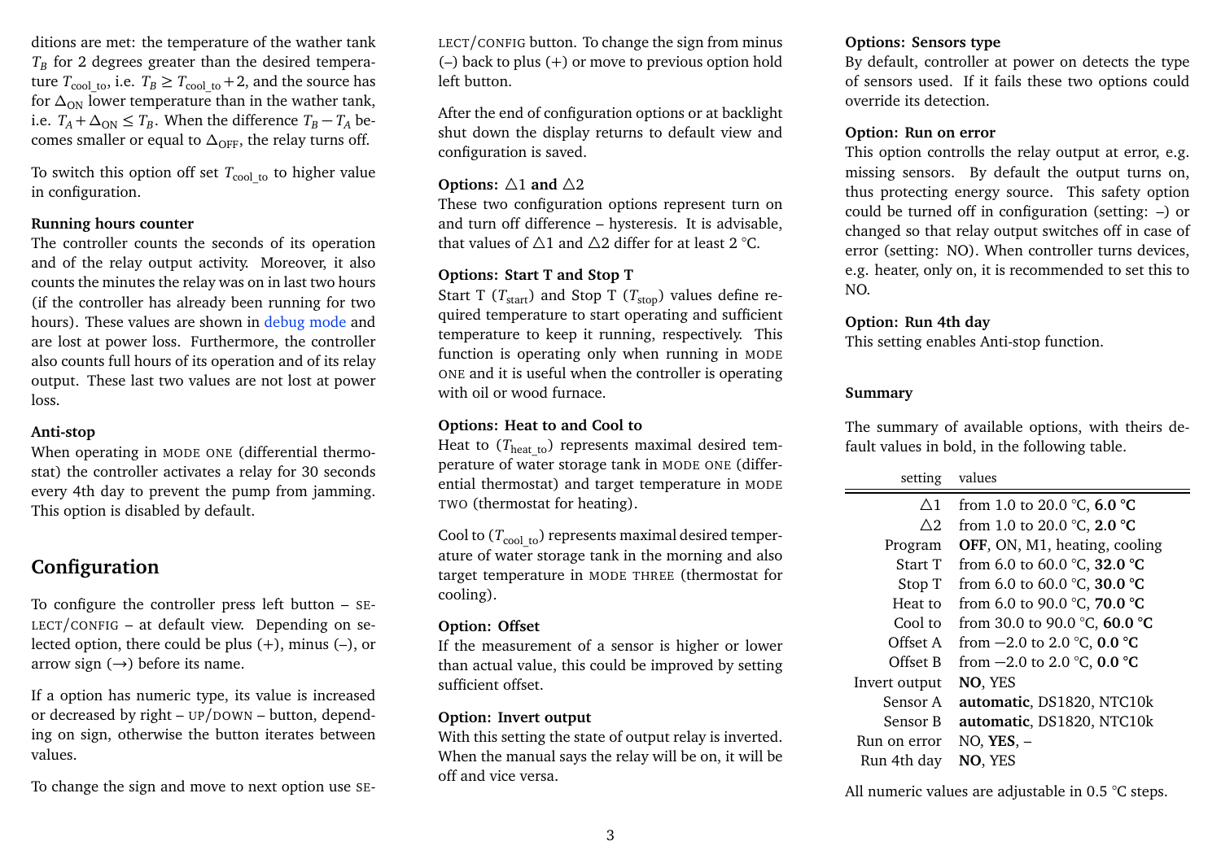ditions are met: the temperature of the wather tank $T_B$ for 2 degrees greater than the desired temperature $T_{\text{cool\_to}}$, i.e. $T_B \geq T_{\text{cool\_to}} + 2$, and the source has for $\Delta_{\text{ON}}$ lower temperature than in the wather tank, i.e. $T_A + \Delta_{\text{ON}} \leq T_B$. When the difference $T_B - T_A$ becomes smaller or equal to $\Delta_{\text{OFF}}$, the relay turns off.

To switch this option off set $T_{\text{cool\_to}}$ to higher value in configuration.

### Running hours counter

The controller counts the seconds of its operation and of the relay output activity. Moreover, it also counts the minutes the relay was on in last two hours (if the controller has already been running for two hours). These values are shown in debug mode and are lost at power loss. Furthermore, the controller also counts full hours of its operation and of its relay output. These last two values are not lost at power loss.

### Anti-stop

When operating in MODE ONE (differential thermostat) the controller activates a relay for 30 seconds every 4th day to prevent the pump from jamming. This option is disabled by default.

## Configuration

To configure the controller press left button – SELECT/CONFIG – at default view. Depending on selected option, there could be plus (+), minus (–), or arrow sign (→) before its name.

If a option has numeric type, its value is increased or decreased by right – UP/DOWN – button, depending on sign, otherwise the button iterates between values.

To change the sign and move to next option use SELECT/CONFIG button. To change the sign from minus (–) back to plus (+) or move to previous option hold left button.

After the end of configuration options or at backlight shut down the display returns to default view and configuration is saved.

### Options: △1 and △2

These two configuration options represent turn on and turn off difference – hysteresis. It is advisable, that values of △1 and △2 differ for at least 2 °C.

### Options: Start T and Stop T

Start T ($T_{\text{start}}$) and Stop T ($T_{\text{stop}}$) values define required temperature to start operating and sufficient temperature to keep it running, respectively. This function is operating only when running in MODE ONE and it is useful when the controller is operating with oil or wood furnace.

### Options: Heat to and Cool to

Heat to ($T_{\text{heat\_to}}$) represents maximal desired temperature of water storage tank in MODE ONE (differential thermostat) and target temperature in MODE TWO (thermostat for heating).

Cool to ($T_{\text{cool\_to}}$) represents maximal desired temperature of water storage tank in the morning and also target temperature in MODE THREE (thermostat for cooling).

### Option: Offset

If the measurement of a sensor is higher or lower than actual value, this could be improved by setting sufficient offset.

### Option: Invert output

With this setting the state of output relay is inverted. When the manual says the relay will be on, it will be off and vice versa.

### Options: Sensors type

By default, controller at power on detects the type of sensors used. If it fails these two options could override its detection.

### Option: Run on error

This option controlls the relay output at error, e.g. missing sensors. By default the output turns on, thus protecting energy source. This safety option could be turned off in configuration (setting: –) or changed so that relay output switches off in case of error (setting: NO). When controller turns devices, e.g. heater, only on, it is recommended to set this to NO.

### Option: Run 4th day

This setting enables Anti-stop function.

### Summary

The summary of available options, with theirs default values in bold, in the following table.

| setting | values |
|---:|---|
| △1 | from 1.0 to 20.0 °C, **6.0 °C** |
| △2 | from 1.0 to 20.0 °C, **2.0 °C** |
| Program | **OFF**, ON, M1, heating, cooling |
| Start T | from 6.0 to 60.0 °C, **32.0 °C** |
| Stop T | from 6.0 to 60.0 °C, **30.0 °C** |
| Heat to | from 6.0 to 90.0 °C, **70.0 °C** |
| Cool to | from 30.0 to 90.0 °C, **60.0 °C** |
| Offset A | from −2.0 to 2.0 °C, **0.0 °C** |
| Offset B | from −2.0 to 2.0 °C, **0.0 °C** |
| Invert output | **NO**, YES |
| Sensor A | **automatic**, DS1820, NTC10k |
| Sensor B | **automatic**, DS1820, NTC10k |
| Run on error | NO, **YES**, – |
| Run 4th day | **NO**, YES |

All numeric values are adjustable in 0.5 °C steps.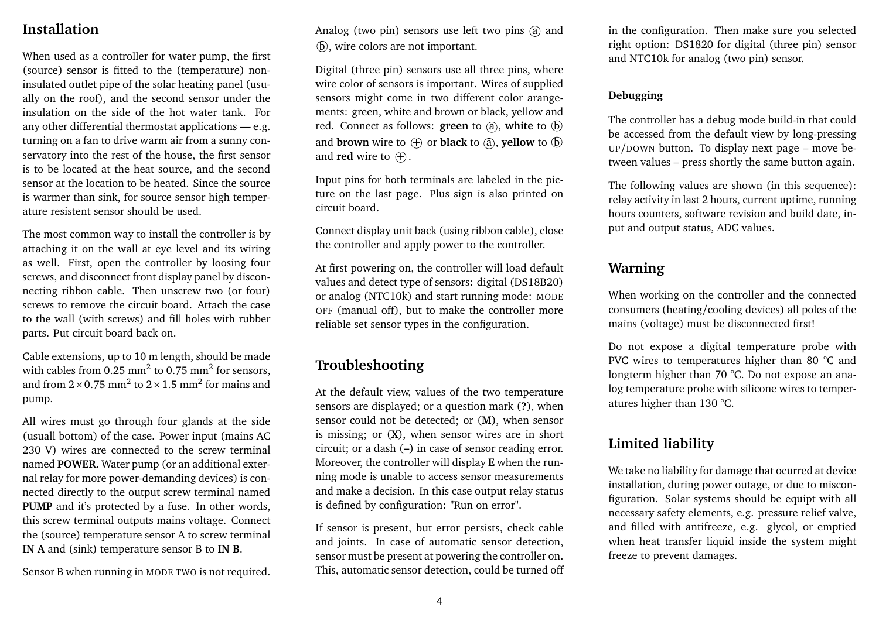## Installation

When used as a controller for water pump, the first (source) sensor is fitted to the (temperature) non-insulated outlet pipe of the solar heating panel (usually on the roof), and the second sensor under the insulation on the side of the hot water tank. For any other differential thermostat applications — e.g. turning on a fan to drive warm air from a sunny conservatory into the rest of the house, the first sensor is to be located at the heat source, and the second sensor at the location to be heated. Since the source is warmer than sink, for source sensor high temperature resistent sensor should be used.

The most common way to install the controller is by attaching it on the wall at eye level and its wiring as well. First, open the controller by loosing four screws, and disconnect front display panel by disconnecting ribbon cable. Then unscrew two (or four) screws to remove the circuit board. Attach the case to the wall (with screws) and fill holes with rubber parts. Put circuit board back on.

Cable extensions, up to 10 m length, should be made with cables from 0.25 $mm^2$ to 0.75 $mm^2$ for sensors, and from $2 \times 0.75$ $mm^2$ to $2 \times 1.5$ $mm^2$ for mains and pump.

All wires must go through four glands at the side (usuall bottom) of the case. Power input (mains AC 230 V) wires are connected to the screw terminal named **POWER**. Water pump (or an additional external relay for more power-demanding devices) is connected directly to the output screw terminal named **PUMP** and it's protected by a fuse. In other words, this screw terminal outputs mains voltage. Connect the (source) temperature sensor A to screw terminal **IN A** and (sink) temperature sensor B to **IN B**.

Sensor B when running in MODE TWO is not required.

Analog (two pin) sensors use left two pins ⓐ and ⓑ, wire colors are not important.

Digital (three pin) sensors use all three pins, where wire color of sensors is important. Wires of supplied sensors might come in two different color arrangements: green, white and brown or black, yellow and red. Connect as follows: **green** to ⓐ, **white** to ⓑ and **brown** wire to ⊕ or **black** to ⓐ, **yellow** to ⓑ and **red** wire to ⊕.

Input pins for both terminals are labeled in the picture on the last page. Plus sign is also printed on circuit board.

Connect display unit back (using ribbon cable), close the controller and apply power to the controller.

At first powering on, the controller will load default values and detect type of sensors: digital (DS18B20) or analog (NTC10k) and start running mode: MODE OFF (manual off), but to make the controller more reliable set sensor types in the configuration.

## Troubleshooting

At the default view, values of the two temperature sensors are displayed; or a question mark (**?**), when sensor could not be detected; or (**M**), when sensor is missing; or (**X**), when sensor wires are in short circuit; or a dash (**–**) in case of sensor reading error. Moreover, the controller will display **E** when the running mode is unable to access sensor measurements and make a decision. In this case output relay status is defined by configuration: "Run on error".

If sensor is present, but error persists, check cable and joints. In case of automatic sensor detection, sensor must be present at powering the controller on. This, automatic sensor detection, could be turned off in the configuration. Then make sure you selected right option: DS1820 for digital (three pin) sensor and NTC10k for analog (two pin) sensor.

### Debugging

The controller has a debug mode build-in that could be accessed from the default view by long-pressing UP/DOWN button. To display next page – move between values – press shortly the same button again.

The following values are shown (in this sequence): relay activity in last 2 hours, current uptime, running hours counters, software revision and build date, input and output status, ADC values.

## Warning

When working on the controller and the connected consumers (heating/cooling devices) all poles of the mains (voltage) must be disconnected first!

Do not expose a digital temperature probe with PVC wires to temperatures higher than 80 °C and longterm higher than 70 °C. Do not expose an analog temperature probe with silicone wires to temperatures higher than 130 °C.

## Limited liability

We take no liability for damage that ocurred at device installation, during power outage, or due to misconfiguration. Solar systems should be equipt with all necessary safety elements, e.g. pressure relief valve, and filled with antifreeze, e.g. glycol, or emptied when heat transfer liquid inside the system might freeze to prevent damages.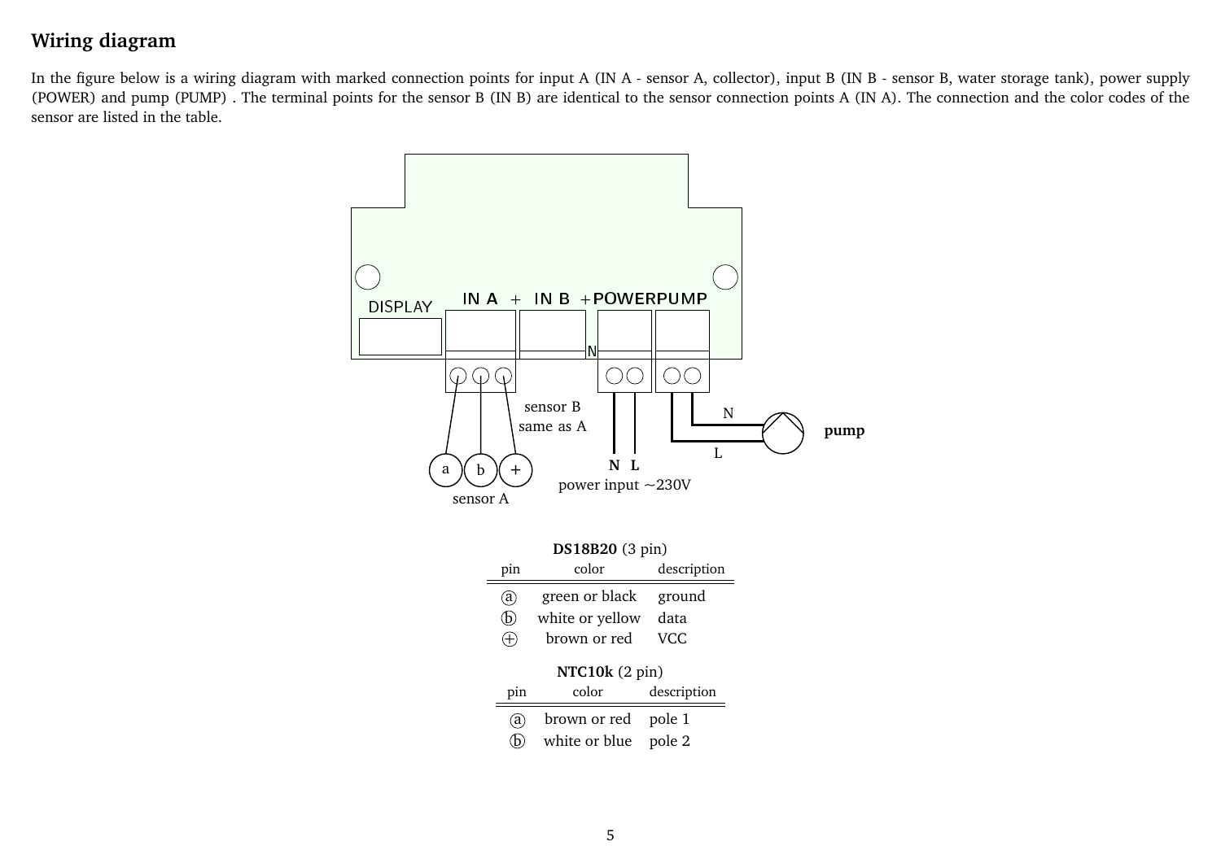## Wiring diagram

In the figure below is a wiring diagram with marked connection points for input A (IN A - sensor A, collector), input B (IN B - sensor B, water storage tank), power supply (POWER) and pump (PUMP) . The terminal points for the sensor B (IN B) are identical to the sensor connection points A (IN A). The connection and the color codes of the sensor are listed in the table.

DISPLAY

IN A + IN B + POWER PUMP

N

sensor B
same as A

a b +

sensor A

N L

power input ~230V

N

L

pump

**DS18B20** (3 pin)

| pin | color | description |
|---|---|---|
| ⓐ | green or black | ground |
| ⓑ | white or yellow | data |
| ⊕ | brown or red | VCC |

**NTC10k** (2 pin)

| pin | color | description |
|---|---|---|
| ⓐ | brown or red | pole 1 |
| ⓑ | white or blue | pole 2 |